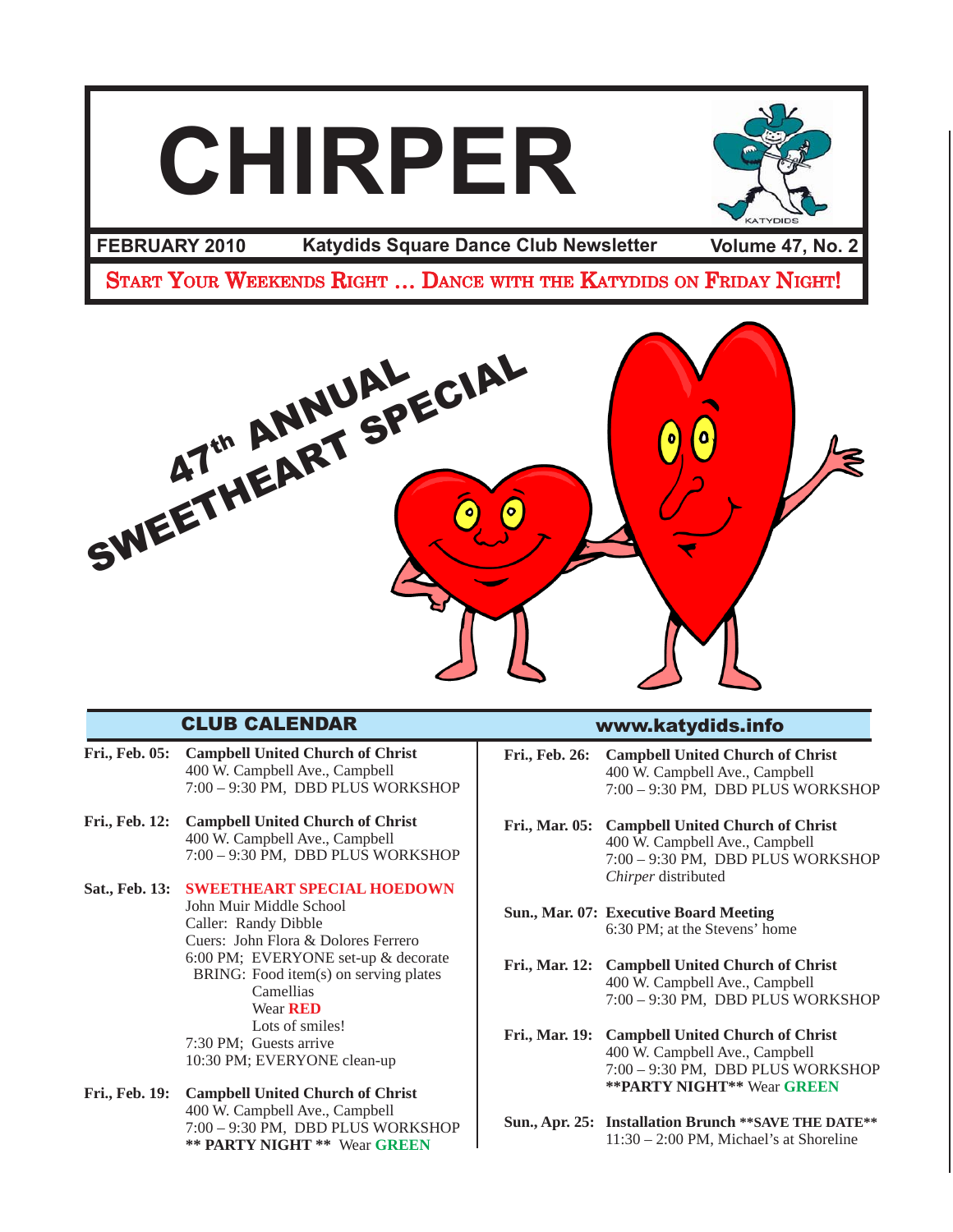# CHIRPER

**FEBRUARY 2010** **Katydids Square Dance Club Newsletter** **Volume 47, No. 2**

START YOUR WEEKENDS RIGHT … DANCE WITH THE KATYDIDS ON FRIDAY NIGHT!

## 47th ANNUAL SWEETHEART SPECIAL

## CLUB CALENDAR

www.katydids.info

**Fri., Feb. 05:** **Campbell United Church of Christ**
400 W. Campbell Ave., Campbell
7:00 – 9:30 PM, DBD PLUS WORKSHOP

**Fri., Feb. 12:** **Campbell United Church of Christ**
400 W. Campbell Ave., Campbell
7:00 – 9:30 PM, DBD PLUS WORKSHOP

**Sat., Feb. 13:** **SWEETHEART SPECIAL HOEDOWN**
John Muir Middle School
Caller: Randy Dibble
Cuers: John Flora & Dolores Ferrero
6:00 PM; EVERYONE set-up & decorate
BRING: Food item(s) on serving plates
Camellias
Wear **RED**
Lots of smiles!
7:30 PM; Guests arrive
10:30 PM; EVERYONE clean-up

**Fri., Feb. 19:** **Campbell United Church of Christ**
400 W. Campbell Ave., Campbell
7:00 – 9:30 PM, DBD PLUS WORKSHOP
**** PARTY NIGHT **** Wear **GREEN**

**Fri., Feb. 26:** **Campbell United Church of Christ**
400 W. Campbell Ave., Campbell
7:00 – 9:30 PM, DBD PLUS WORKSHOP

**Fri., Mar. 05:** **Campbell United Church of Christ**
400 W. Campbell Ave., Campbell
7:00 – 9:30 PM, DBD PLUS WORKSHOP
*Chirper* distributed

**Sun., Mar. 07:** **Executive Board Meeting**
6:30 PM; at the Stevens' home

**Fri., Mar. 12:** **Campbell United Church of Christ**
400 W. Campbell Ave., Campbell
7:00 – 9:30 PM, DBD PLUS WORKSHOP

**Fri., Mar. 19:** **Campbell United Church of Christ**
400 W. Campbell Ave., Campbell
7:00 – 9:30 PM, DBD PLUS WORKSHOP
****PARTY NIGHT**** Wear **GREEN**

**Sun., Apr. 25:** **Installation Brunch** ****SAVE THE DATE****
11:30 – 2:00 PM, Michael's at Shoreline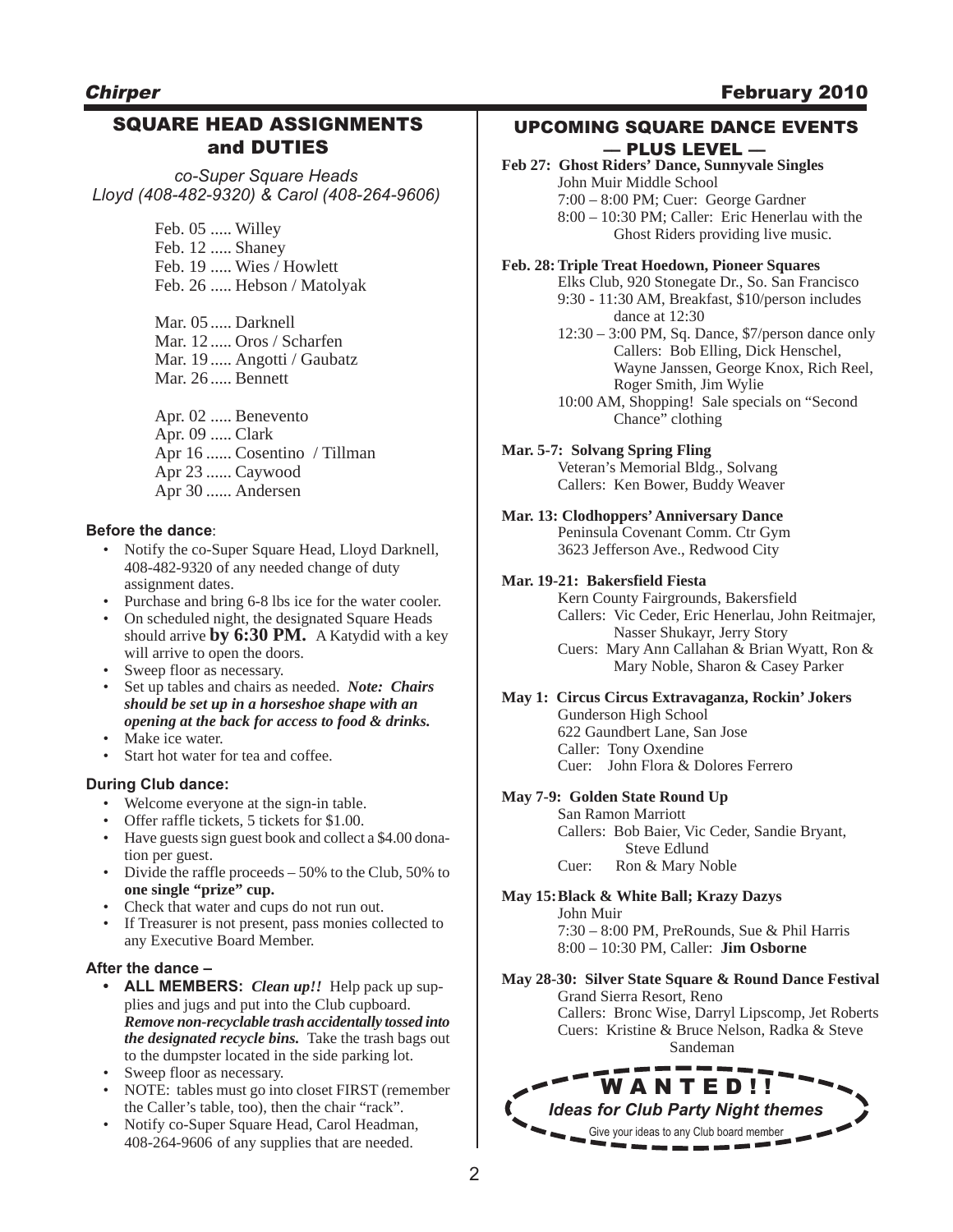## SQUARE HEAD ASSIGNMENTS and DUTIES

*co-Super Square Heads*
*Lloyd (408-482-9320) & Carol (408-264-9606)*

Feb. 05 ..... Willey
Feb. 12 ..... Shaney
Feb. 19 ..... Wies / Howlett
Feb. 26 ..... Hebson / Matolyak

Mar. 05 ..... Darknell
Mar. 12 ..... Oros / Scharfen
Mar. 19 ..... Angotti / Gaubatz
Mar. 26 ..... Bennett

Apr. 02 ..... Benevento
Apr. 09 ..... Clark
Apr 16 ...... Cosentino / Tillman
Apr 23 ...... Caywood
Apr 30 ...... Andersen

### Before the dance:

- Notify the co-Super Square Head, Lloyd Darknell, 408-482-9320 of any needed change of duty assignment dates.
- Purchase and bring 6-8 lbs ice for the water cooler.
- On scheduled night, the designated Square Heads should arrive **by 6:30 PM.** A Katydid with a key will arrive to open the doors.
- Sweep floor as necessary.
- Set up tables and chairs as needed. ***Note: Chairs should be set up in a horseshoe shape with an opening at the back for access to food & drinks.***
- Make ice water.
- Start hot water for tea and coffee.

### During Club dance:

- Welcome everyone at the sign-in table.
- Offer raffle tickets, 5 tickets for $1.00.
- Have guests sign guest book and collect a $4.00 donation per guest.
- Divide the raffle proceeds – 50% to the Club, 50% to **one single "prize" cup.**
- Check that water and cups do not run out.
- If Treasurer is not present, pass monies collected to any Executive Board Member.

### After the dance –

- **ALL MEMBERS:** ***Clean up!!*** Help pack up supplies and jugs and put into the Club cupboard. ***Remove non-recyclable trash accidentally tossed into the designated recycle bins.*** Take the trash bags out to the dumpster located in the side parking lot.
- Sweep floor as necessary.
- NOTE: tables must go into closet FIRST (remember the Caller's table, too), then the chair "rack".
- Notify co-Super Square Head, Carol Headman, 408-264-9606 of any supplies that are needed.

## UPCOMING SQUARE DANCE EVENTS — PLUS LEVEL —

**Feb 27: Ghost Riders' Dance, Sunnyvale Singles**
John Muir Middle School
7:00 – 8:00 PM; Cuer: George Gardner
8:00 – 10:30 PM; Caller: Eric Henerlau with the Ghost Riders providing live music.

**Feb. 28: Triple Treat Hoedown, Pioneer Squares**
Elks Club, 920 Stonegate Dr., So. San Francisco
9:30 - 11:30 AM, Breakfast, $10/person includes dance at 12:30
12:30 – 3:00 PM, Sq. Dance, $7/person dance only
Callers: Bob Elling, Dick Henschel, Wayne Janssen, George Knox, Rich Reel, Roger Smith, Jim Wylie
10:00 AM, Shopping! Sale specials on "Second Chance" clothing

**Mar. 5-7: Solvang Spring Fling**
Veteran's Memorial Bldg., Solvang
Callers: Ken Bower, Buddy Weaver

**Mar. 13: Clodhoppers' Anniversary Dance**
Peninsula Covenant Comm. Ctr Gym
3623 Jefferson Ave., Redwood City

**Mar. 19-21: Bakersfield Fiesta**
Kern County Fairgrounds, Bakersfield
Callers: Vic Ceder, Eric Henerlau, John Reitmajer, Nasser Shukayr, Jerry Story
Cuers: Mary Ann Callahan & Brian Wyatt, Ron & Mary Noble, Sharon & Casey Parker

**May 1: Circus Circus Extravaganza, Rockin' Jokers**
Gunderson High School
622 Gaundbert Lane, San Jose
Caller: Tony Oxendine
Cuer: John Flora & Dolores Ferrero

**May 7-9: Golden State Round Up**
San Ramon Marriott
Callers: Bob Baier, Vic Ceder, Sandie Bryant, Steve Edlund
Cuer: Ron & Mary Noble

**May 15: Black & White Ball; Krazy Dazys**
John Muir
7:30 – 8:00 PM, PreRounds, Sue & Phil Harris
8:00 – 10:30 PM, Caller: **Jim Osborne**

**May 28-30: Silver State Square & Round Dance Festival**
Grand Sierra Resort, Reno
Callers: Bronc Wise, Darryl Lipscomp, Jet Roberts
Cuers: Kristine & Bruce Nelson, Radka & Steve Sandeman

**WANTED!!**
***Ideas for Club Party Night themes***
Give your ideas to any Club board member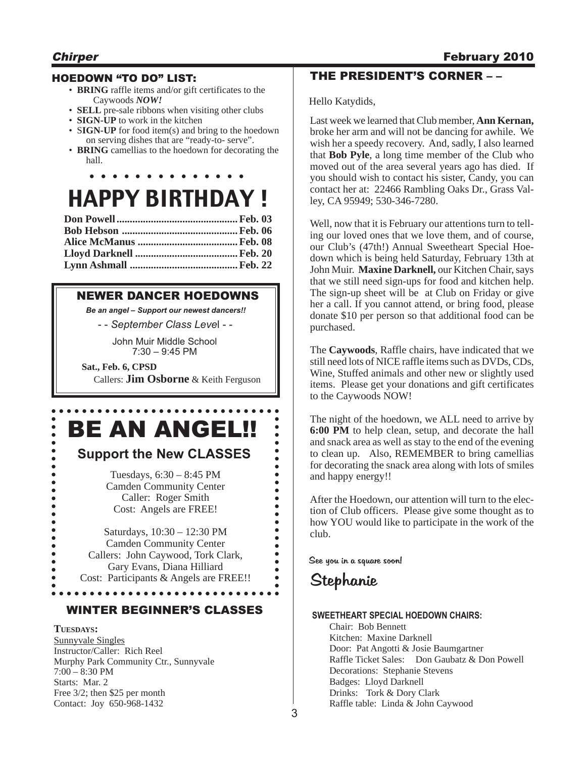## HOEDOWN "TO DO" LIST:

- **BRING** raffle items and/or gift certificates to the Caywoods ***NOW!***
- **SELL** pre-sale ribbons when visiting other clubs
- **SIGN-UP** to work in the kitchen
- S**IGN-UP** for food item(s) and bring to the hoedown on serving dishes that are "ready-to- serve".
- **BRING** camellias to the hoedown for decorating the hall.

# HAPPY BIRTHDAY !

**Don Powell** ............................................ **Feb. 03**
**Bob Hebson** ........................................... **Feb. 06**
**Alice McManus** ...................................... **Feb. 08**
**Lloyd Darknell** ...................................... **Feb. 20**
**Lynn Ashmall** ........................................ **Feb. 22**

## NEWER DANCER HOEDOWNS

***Be an angel – Support our newest dancers!!***

*- - September Class Level - -*

John Muir Middle School
7:30 – 9:45 PM

**Sat., Feb. 6, CPSD**
Callers: **Jim Osborne** & Keith Ferguson

# BE AN ANGEL!!

### Support the New CLASSES

Tuesdays, 6:30 – 8:45 PM
Camden Community Center
Caller: Roger Smith
Cost: Angels are FREE!

Saturdays, 10:30 – 12:30 PM
Camden Community Center
Callers: John Caywood, Tork Clark, Gary Evans, Diana Hilliard
Cost: Participants & Angels are FREE!!

## WINTER BEGINNER'S CLASSES

**TUESDAYS:**
Sunnyvale Singles
Instructor/Caller: Rich Reel
Murphy Park Community Ctr., Sunnyvale
7:00 – 8:30 PM
Starts: Mar. 2
Free 3/2; then $25 per month
Contact: Joy 650-968-1432

## THE PRESIDENT'S CORNER – –

Hello Katydids,

Last week we learned that Club member, **Ann Kernan,** broke her arm and will not be dancing for awhile. We wish her a speedy recovery. And, sadly, I also learned that **Bob Pyle**, a long time member of the Club who moved out of the area several years ago has died. If you should wish to contact his sister, Candy, you can contact her at: 22466 Rambling Oaks Dr., Grass Valley, CA 95949; 530-346-7280.

Well, now that it is February our attentions turn to telling our loved ones that we love them, and of course, our Club's (47th!) Annual Sweetheart Special Hoedown which is being held Saturday, February 13th at John Muir. **Maxine Darknell,** our Kitchen Chair, says that we still need sign-ups for food and kitchen help. The sign-up sheet will be at Club on Friday or give her a call. If you cannot attend, or bring food, please donate $10 per person so that additional food can be purchased.

The **Caywoods**, Raffle chairs, have indicated that we still need lots of NICE raffle items such as DVDs, CDs, Wine, Stuffed animals and other new or slightly used items. Please get your donations and gift certificates to the Caywoods NOW!

The night of the hoedown, we ALL need to arrive by **6:00 PM** to help clean, setup, and decorate the hall and snack area as well as stay to the end of the evening to clean up. Also, REMEMBER to bring camellias for decorating the snack area along with lots of smiles and happy energy!!

After the Hoedown, our attention will turn to the election of Club officers. Please give some thought as to how YOU would like to participate in the work of the club.

**See you in a square soon!**

**Stephanie**

**SWEETHEART SPECIAL HOEDOWN CHAIRS:**

Chair: Bob Bennett
Kitchen: Maxine Darknell
Door: Pat Angotti & Josie Baumgartner
Raffle Ticket Sales: Don Gaubatz & Don Powell
Decorations: Stephanie Stevens
Badges: Lloyd Darknell
Drinks: Tork & Dory Clark
Raffle table: Linda & John Caywood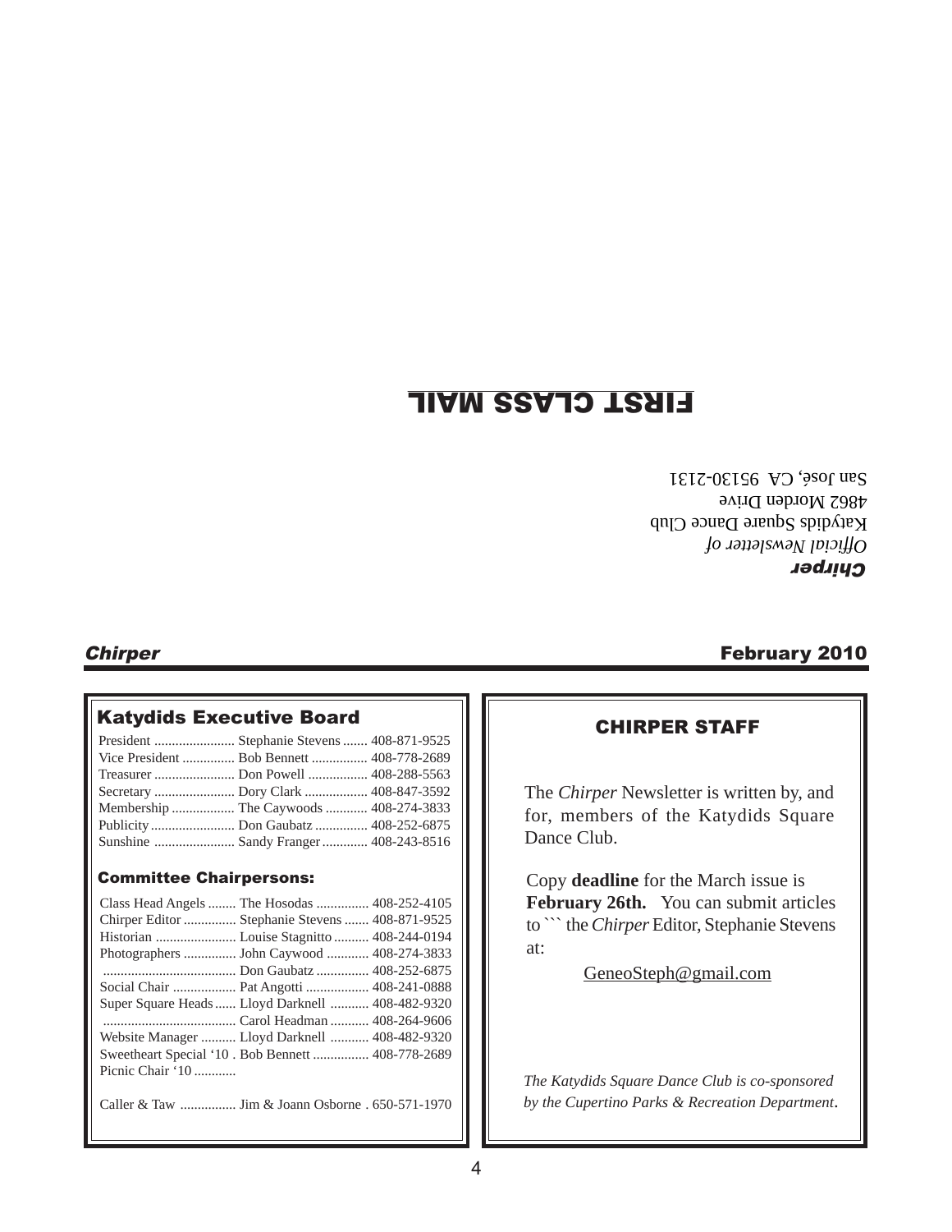FIRST CLASS MAIL

***Chirper***
*Official Newsletter of*
Katydids Square Dance Club
4862 Morden Drive
San José, CA 95130-2131

## Katydids Executive Board

| | | |
|---|---|---|
| President | Stephanie Stevens | 408-871-9525 |
| Vice President | Bob Bennett | 408-778-2689 |
| Treasurer | Don Powell | 408-288-5563 |
| Secretary | Dory Clark | 408-847-3592 |
| Membership | The Caywoods | 408-274-3833 |
| Publicity | Don Gaubatz | 408-252-6875 |
| Sunshine | Sandy Franger | 408-243-8516 |

### Committee Chairpersons:

| | | |
|---|---|---|
| Class Head Angels | The Hosodas | 408-252-4105 |
| Chirper Editor | Stephanie Stevens | 408-871-9525 |
| Historian | Louise Stagnitto | 408-244-0194 |
| Photographers | John Caywood | 408-274-3833 |
| | Don Gaubatz | 408-252-6875 |
| Social Chair | Pat Angotti | 408-241-0888 |
| Super Square Heads | Lloyd Darknell | 408-482-9320 |
| | Carol Headman | 408-264-9606 |
| Website Manager | Lloyd Darknell | 408-482-9320 |
| Sweetheart Special '10 | Bob Bennett | 408-778-2689 |
| Picnic Chair '10 | | |
| Caller & Taw | Jim & Joann Osborne | 650-571-1970 |

## CHIRPER STAFF

The *Chirper* Newsletter is written by, and for, members of the Katydids Square Dance Club.

Copy **deadline** for the March issue is **February 26th.** You can submit articles to ``` the *Chirper* Editor, Stephanie Stevens at:

GeneoSteph@gmail.com

*The Katydids Square Dance Club is co-sponsored by the Cupertino Parks & Recreation Department.*